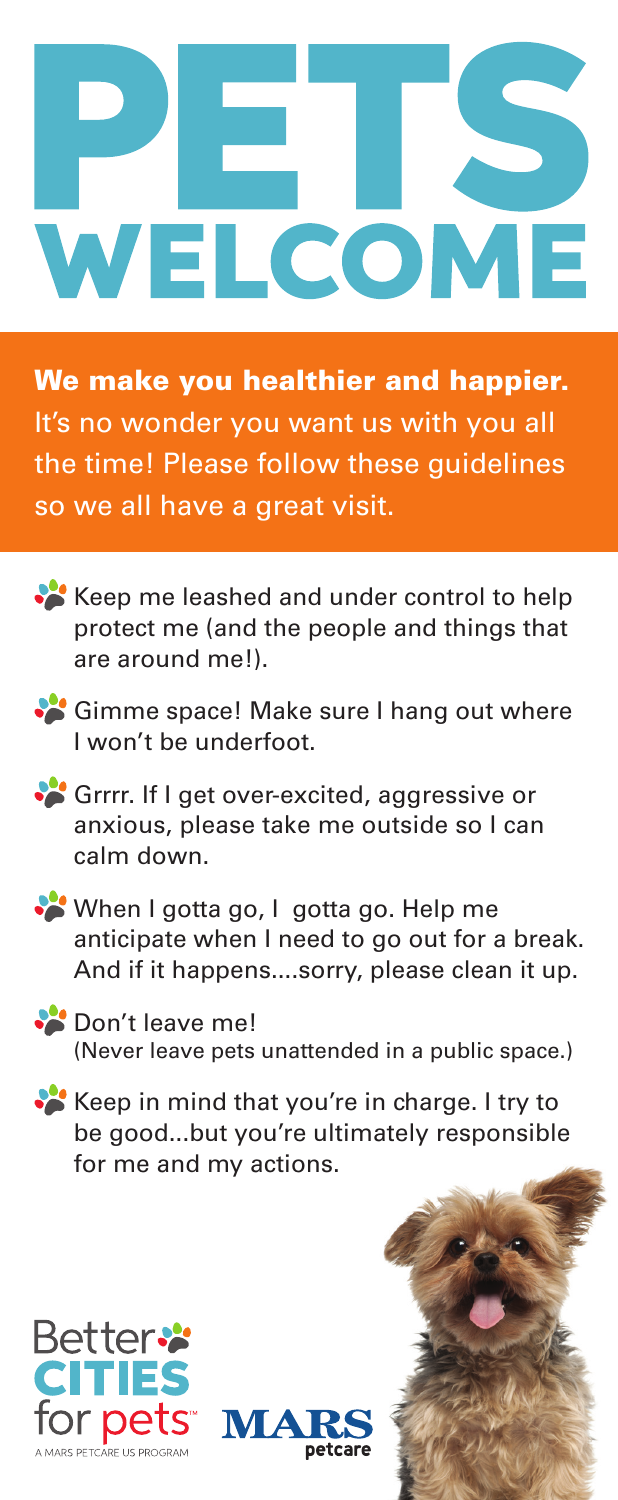# PETS WELCOME

**We make you healthier and happier.** It's no wonder you want us with you all the time! Please follow these guidelines so we all have a great visit.

- Keep me leashed and under control to help protect me (and the people and things that are around me!).
- Gimme space! Make sure I hang out where I won't be underfoot.
- Grrrr. If I get over-excited, aggressive or anxious, please take me outside so I can calm down.
- When I gotta go, I gotta go. Help me anticipate when I need to go out for a break. And if it happens....sorry, please clean it up.
- Don't leave me!
  (Never leave pets unattended in a public space.)
- Keep in mind that you're in charge. I try to be good...but you're ultimately responsible for me and my actions.

Better CITIES for pets™
A MARS PETCARE US PROGRAM

MARS petcare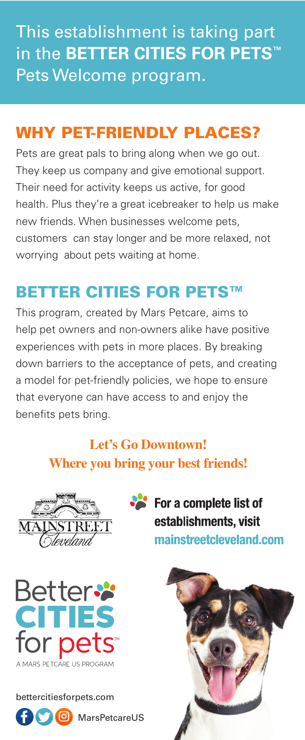This establishment is taking part in the **BETTER CITIES FOR PETS**™ Pets Welcome program.

## WHY PET-FRIENDLY PLACES?

Pets are great pals to bring along when we go out. They keep us company and give emotional support. Their need for activity keeps us active, for good health. Plus they're a great icebreaker to help us make new friends. When businesses welcome pets, customers can stay longer and be more relaxed, not worrying about pets waiting at home.

## BETTER CITIES FOR PETS™

This program, created by Mars Petcare, aims to help pet owners and non-owners alike have positive experiences with pets in more places. By breaking down barriers to the acceptance of pets, and creating a model for pet-friendly policies, we hope to ensure that everyone can have access to and enjoy the benefits pets bring.

**Let's Go Downtown!**
**Where you bring your best friends!**

MAINSTREET Cleveland

**For a complete list of establishments, visit mainstreetcleveland.com**

Better CITIES for pets™
A MARS PETCARE US PROGRAM

bettercitiesforpets.com

MarsPetcareUS